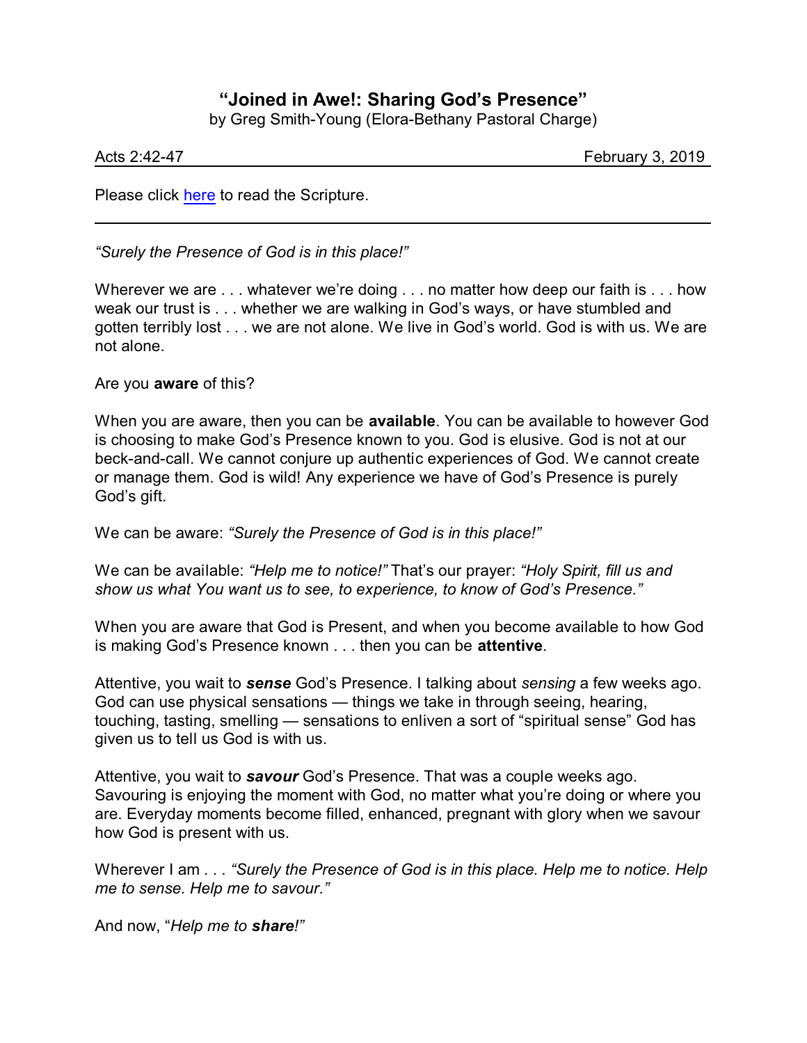# "Joined in Awe!: Sharing God's Presence"

by Greg Smith-Young (Elora-Bethany Pastoral Charge)

Acts 2:42-47 February 3, 2019

Please click here to read the Scripture.

---

*"Surely the Presence of God is in this place!"*

Wherever we are . . . whatever we're doing . . . no matter how deep our faith is . . . how weak our trust is . . . whether we are walking in God's ways, or have stumbled and gotten terribly lost . . . we are not alone. We live in God's world. God is with us. We are not alone.

Are you **aware** of this?

When you are aware, then you can be **available**. You can be available to however God is choosing to make God's Presence known to you. God is elusive. God is not at our beck-and-call. We cannot conjure up authentic experiences of God. We cannot create or manage them. God is wild! Any experience we have of God's Presence is purely God's gift.

We can be aware: *"Surely the Presence of God is in this place!"*

We can be available: *"Help me to notice!"* That's our prayer: *"Holy Spirit, fill us and show us what You want us to see, to experience, to know of God's Presence."*

When you are aware that God is Present, and when you become available to how God is making God's Presence known . . . then you can be **attentive**.

Attentive, you wait to ***sense*** God's Presence. I talking about *sensing* a few weeks ago. God can use physical sensations — things we take in through seeing, hearing, touching, tasting, smelling — sensations to enliven a sort of "spiritual sense" God has given us to tell us God is with us.

Attentive, you wait to ***savour*** God's Presence. That was a couple weeks ago. Savouring is enjoying the moment with God, no matter what you're doing or where you are. Everyday moments become filled, enhanced, pregnant with glory when we savour how God is present with us.

Wherever I am . . . *"Surely the Presence of God is in this place. Help me to notice. Help me to sense. Help me to savour."*

And now, "*Help me to **share**!"*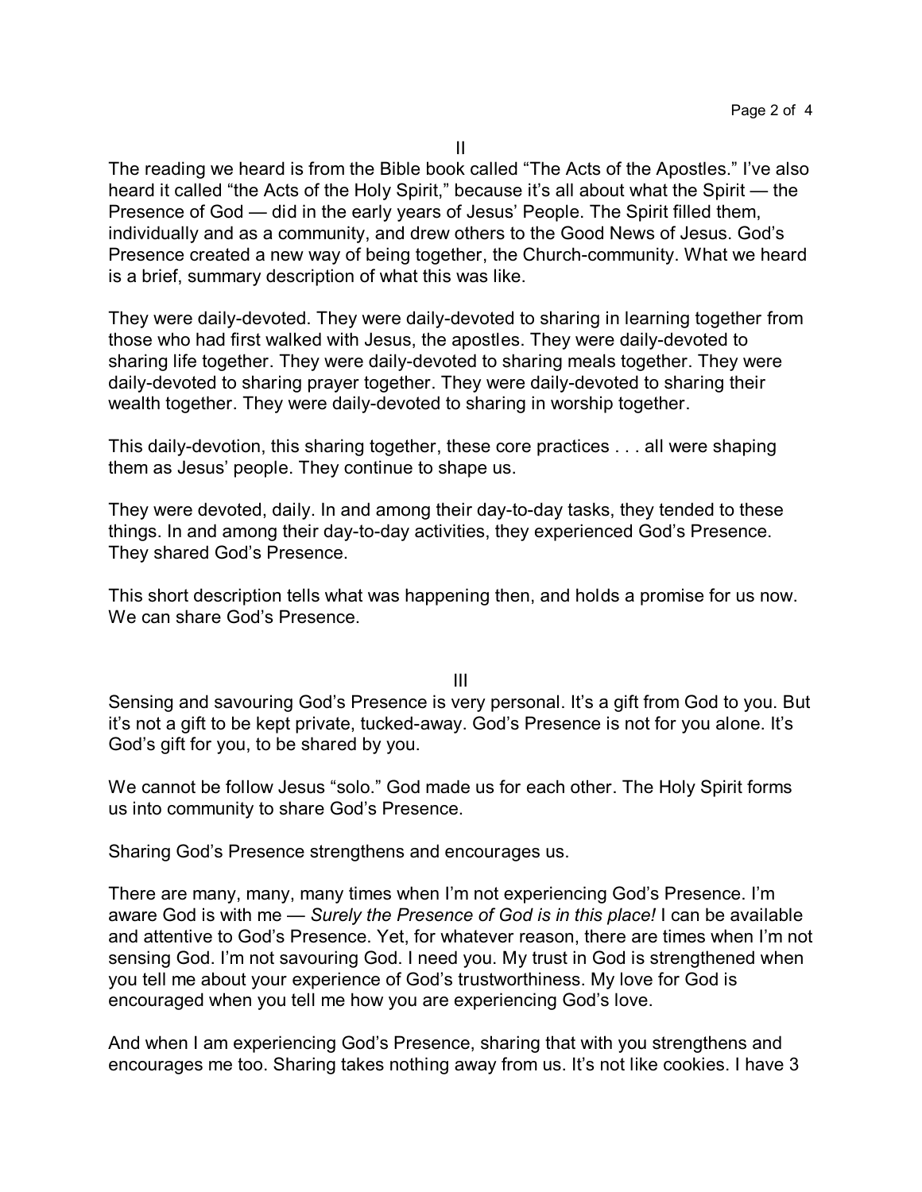II

The reading we heard is from the Bible book called "The Acts of the Apostles." I've also heard it called "the Acts of the Holy Spirit," because it's all about what the Spirit — the Presence of God — did in the early years of Jesus' People. The Spirit filled them, individually and as a community, and drew others to the Good News of Jesus. God's Presence created a new way of being together, the Church-community. What we heard is a brief, summary description of what this was like.

They were daily-devoted. They were daily-devoted to sharing in learning together from those who had first walked with Jesus, the apostles. They were daily-devoted to sharing life together. They were daily-devoted to sharing meals together. They were daily-devoted to sharing prayer together. They were daily-devoted to sharing their wealth together. They were daily-devoted to sharing in worship together.

This daily-devotion, this sharing together, these core practices . . . all were shaping them as Jesus' people. They continue to shape us.

They were devoted, daily. In and among their day-to-day tasks, they tended to these things. In and among their day-to-day activities, they experienced God's Presence. They shared God's Presence.

This short description tells what was happening then, and holds a promise for us now. We can share God's Presence.

III

Sensing and savouring God's Presence is very personal. It's a gift from God to you. But it's not a gift to be kept private, tucked-away. God's Presence is not for you alone. It's God's gift for you, to be shared by you.

We cannot be follow Jesus "solo." God made us for each other. The Holy Spirit forms us into community to share God's Presence.

Sharing God's Presence strengthens and encourages us.

There are many, many, many times when I'm not experiencing God's Presence. I'm aware God is with me — *Surely the Presence of God is in this place!* I can be available and attentive to God's Presence. Yet, for whatever reason, there are times when I'm not sensing God. I'm not savouring God. I need you. My trust in God is strengthened when you tell me about your experience of God's trustworthiness. My love for God is encouraged when you tell me how you are experiencing God's love.

And when I am experiencing God's Presence, sharing that with you strengthens and encourages me too. Sharing takes nothing away from us. It's not like cookies. I have 3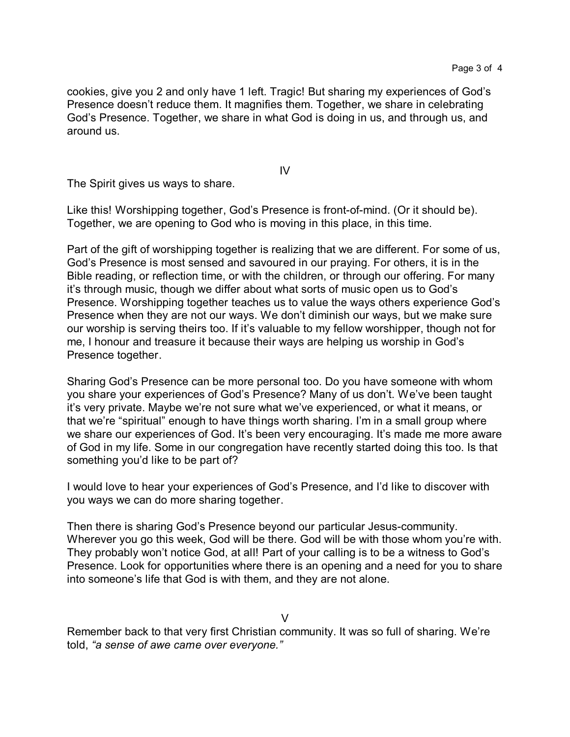cookies, give you 2 and only have 1 left. Tragic! But sharing my experiences of God's Presence doesn't reduce them. It magnifies them. Together, we share in celebrating God's Presence. Together, we share in what God is doing in us, and through us, and around us.

## IV

The Spirit gives us ways to share.

Like this! Worshipping together, God's Presence is front-of-mind. (Or it should be). Together, we are opening to God who is moving in this place, in this time.

Part of the gift of worshipping together is realizing that we are different. For some of us, God's Presence is most sensed and savoured in our praying. For others, it is in the Bible reading, or reflection time, or with the children, or through our offering. For many it's through music, though we differ about what sorts of music open us to God's Presence. Worshipping together teaches us to value the ways others experience God's Presence when they are not our ways. We don't diminish our ways, but we make sure our worship is serving theirs too. If it's valuable to my fellow worshipper, though not for me, I honour and treasure it because their ways are helping us worship in God's Presence together.

Sharing God's Presence can be more personal too. Do you have someone with whom you share your experiences of God's Presence? Many of us don't. We've been taught it's very private. Maybe we're not sure what we've experienced, or what it means, or that we're "spiritual" enough to have things worth sharing. I'm in a small group where we share our experiences of God. It's been very encouraging. It's made me more aware of God in my life. Some in our congregation have recently started doing this too. Is that something you'd like to be part of?

I would love to hear your experiences of God's Presence, and I'd like to discover with you ways we can do more sharing together.

Then there is sharing God's Presence beyond our particular Jesus-community. Wherever you go this week, God will be there. God will be with those whom you're with. They probably won't notice God, at all! Part of your calling is to be a witness to God's Presence. Look for opportunities where there is an opening and a need for you to share into someone's life that God is with them, and they are not alone.

## V

Remember back to that very first Christian community. It was so full of sharing. We're told, *"a sense of awe came over everyone."*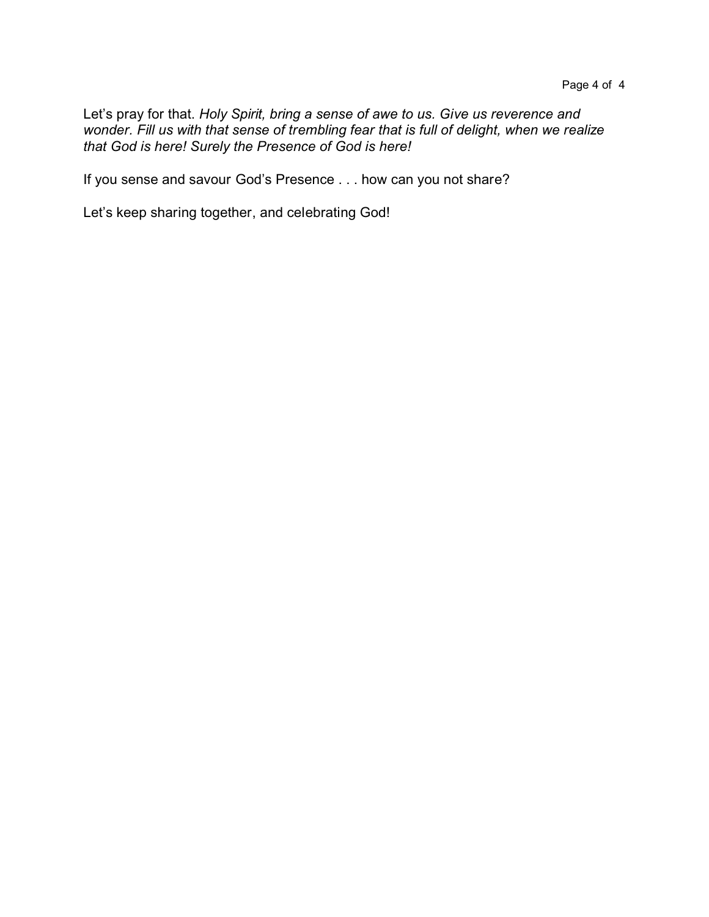Let’s pray for that. *Holy Spirit, bring a sense of awe to us. Give us reverence and wonder. Fill us with that sense of trembling fear that is full of delight, when we realize that God is here! Surely the Presence of God is here!*

If you sense and savour God’s Presence . . . how can you not share?

Let’s keep sharing together, and celebrating God!